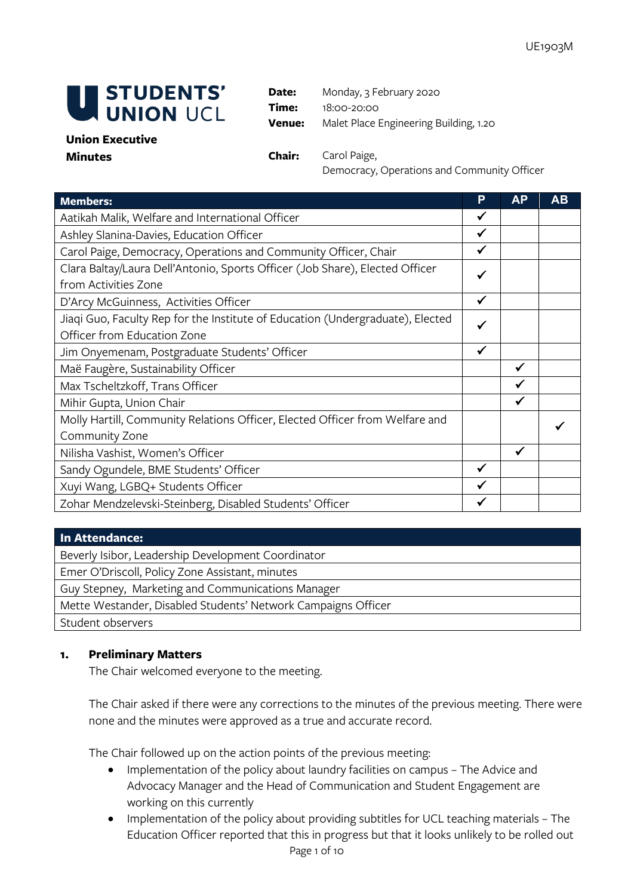UE1903M

**STUDENTS' UNION UCL**

**Union Executive Minutes**

**Date:** Monday, 3 February 2020
**Time:** 18:00-20:00
**Venue:** Malet Place Engineering Building, 1.20

**Chair:** Carol Paige, Democracy, Operations and Community Officer

| Members: | P | AP | AB |
|---|---|---|---|
| Aatikah Malik, Welfare and International Officer | ✓ | | |
| Ashley Slanina-Davies, Education Officer | ✓ | | |
| Carol Paige, Democracy, Operations and Community Officer, Chair | ✓ | | |
| Clara Baltay/Laura Dell'Antonio, Sports Officer (Job Share), Elected Officer from Activities Zone | ✓ | | |
| D'Arcy McGuinness, Activities Officer | ✓ | | |
| Jiaqi Guo, Faculty Rep for the Institute of Education (Undergraduate), Elected Officer from Education Zone | ✓ | | |
| Jim Onyemenam, Postgraduate Students' Officer | ✓ | | |
| Maë Faugère, Sustainability Officer | | ✓ | |
| Max Tscheltzkoff, Trans Officer | | ✓ | |
| Mihir Gupta, Union Chair | | ✓ | |
| Molly Hartill, Community Relations Officer, Elected Officer from Welfare and Community Zone | | | ✓ |
| Nilisha Vashist, Women's Officer | | ✓ | |
| Sandy Ogundele, BME Students' Officer | ✓ | | |
| Xuyi Wang, LGBQ+ Students Officer | ✓ | | |
| Zohar Mendzelevski-Steinberg, Disabled Students' Officer | ✓ | | |

| In Attendance: |
|---|
| Beverly Isibor, Leadership Development Coordinator |
| Emer O'Driscoll, Policy Zone Assistant, minutes |
| Guy Stepney, Marketing and Communications Manager |
| Mette Westander, Disabled Students' Network Campaigns Officer |
| Student observers |

## 1. Preliminary Matters

The Chair welcomed everyone to the meeting.

The Chair asked if there were any corrections to the minutes of the previous meeting. There were none and the minutes were approved as a true and accurate record.

The Chair followed up on the action points of the previous meeting:

- Implementation of the policy about laundry facilities on campus – The Advice and Advocacy Manager and the Head of Communication and Student Engagement are working on this currently
- Implementation of the policy about providing subtitles for UCL teaching materials – The Education Officer reported that this in progress but that it looks unlikely to be rolled out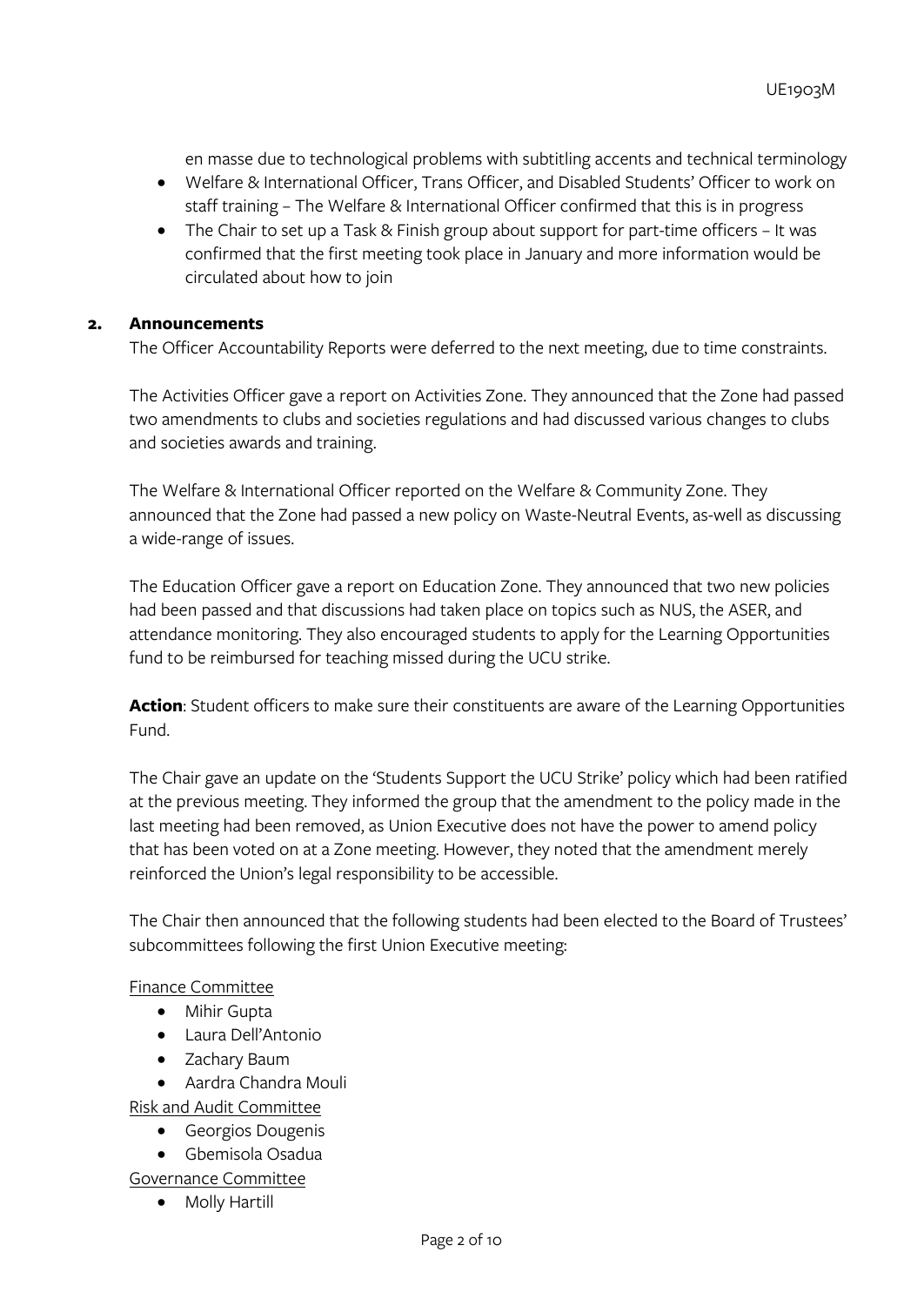en masse due to technological problems with subtitling accents and technical terminology

- Welfare & International Officer, Trans Officer, and Disabled Students' Officer to work on staff training – The Welfare & International Officer confirmed that this is in progress
- The Chair to set up a Task & Finish group about support for part-time officers – It was confirmed that the first meeting took place in January and more information would be circulated about how to join

## 2. Announcements

The Officer Accountability Reports were deferred to the next meeting, due to time constraints.

The Activities Officer gave a report on Activities Zone. They announced that the Zone had passed two amendments to clubs and societies regulations and had discussed various changes to clubs and societies awards and training.

The Welfare & International Officer reported on the Welfare & Community Zone. They announced that the Zone had passed a new policy on Waste-Neutral Events, as-well as discussing a wide-range of issues.

The Education Officer gave a report on Education Zone. They announced that two new policies had been passed and that discussions had taken place on topics such as NUS, the ASER, and attendance monitoring. They also encouraged students to apply for the Learning Opportunities fund to be reimbursed for teaching missed during the UCU strike.

**Action**: Student officers to make sure their constituents are aware of the Learning Opportunities Fund.

The Chair gave an update on the 'Students Support the UCU Strike' policy which had been ratified at the previous meeting. They informed the group that the amendment to the policy made in the last meeting had been removed, as Union Executive does not have the power to amend policy that has been voted on at a Zone meeting. However, they noted that the amendment merely reinforced the Union's legal responsibility to be accessible.

The Chair then announced that the following students had been elected to the Board of Trustees' subcommittees following the first Union Executive meeting:

<u>Finance Committee</u>

- Mihir Gupta
- Laura Dell'Antonio
- Zachary Baum
- Aardra Chandra Mouli

<u>Risk and Audit Committee</u>

- Georgios Dougenis
- Gbemisola Osadua

<u>Governance Committee</u>

- Molly Hartill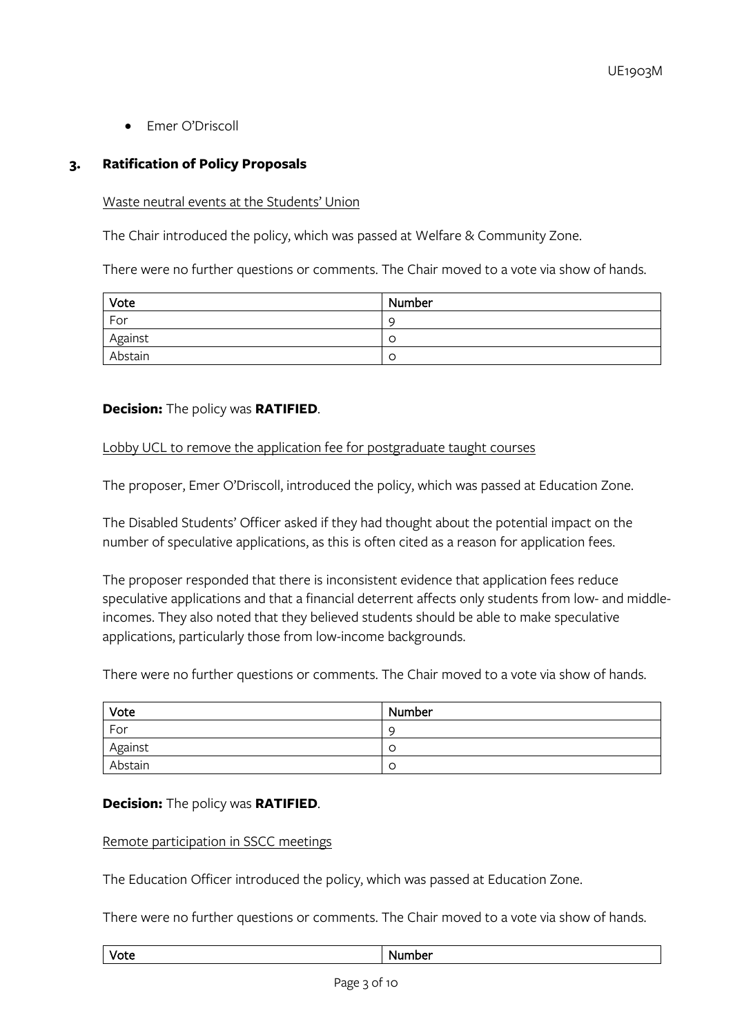- Emer O'Driscoll

## 3. Ratification of Policy Proposals

Waste neutral events at the Students' Union

The Chair introduced the policy, which was passed at Welfare & Community Zone.

There were no further questions or comments. The Chair moved to a vote via show of hands.

| Vote | Number |
| --- | --- |
| For | 9 |
| Against | 0 |
| Abstain | 0 |

**Decision:** The policy was **RATIFIED**.

Lobby UCL to remove the application fee for postgraduate taught courses

The proposer, Emer O'Driscoll, introduced the policy, which was passed at Education Zone.

The Disabled Students' Officer asked if they had thought about the potential impact on the number of speculative applications, as this is often cited as a reason for application fees.

The proposer responded that there is inconsistent evidence that application fees reduce speculative applications and that a financial deterrent affects only students from low- and middle-incomes. They also noted that they believed students should be able to make speculative applications, particularly those from low-income backgrounds.

There were no further questions or comments. The Chair moved to a vote via show of hands.

| Vote | Number |
| --- | --- |
| For | 9 |
| Against | 0 |
| Abstain | 0 |

**Decision:** The policy was **RATIFIED**.

Remote participation in SSCC meetings

The Education Officer introduced the policy, which was passed at Education Zone.

There were no further questions or comments. The Chair moved to a vote via show of hands.

| Vote | Number |
| --- | --- |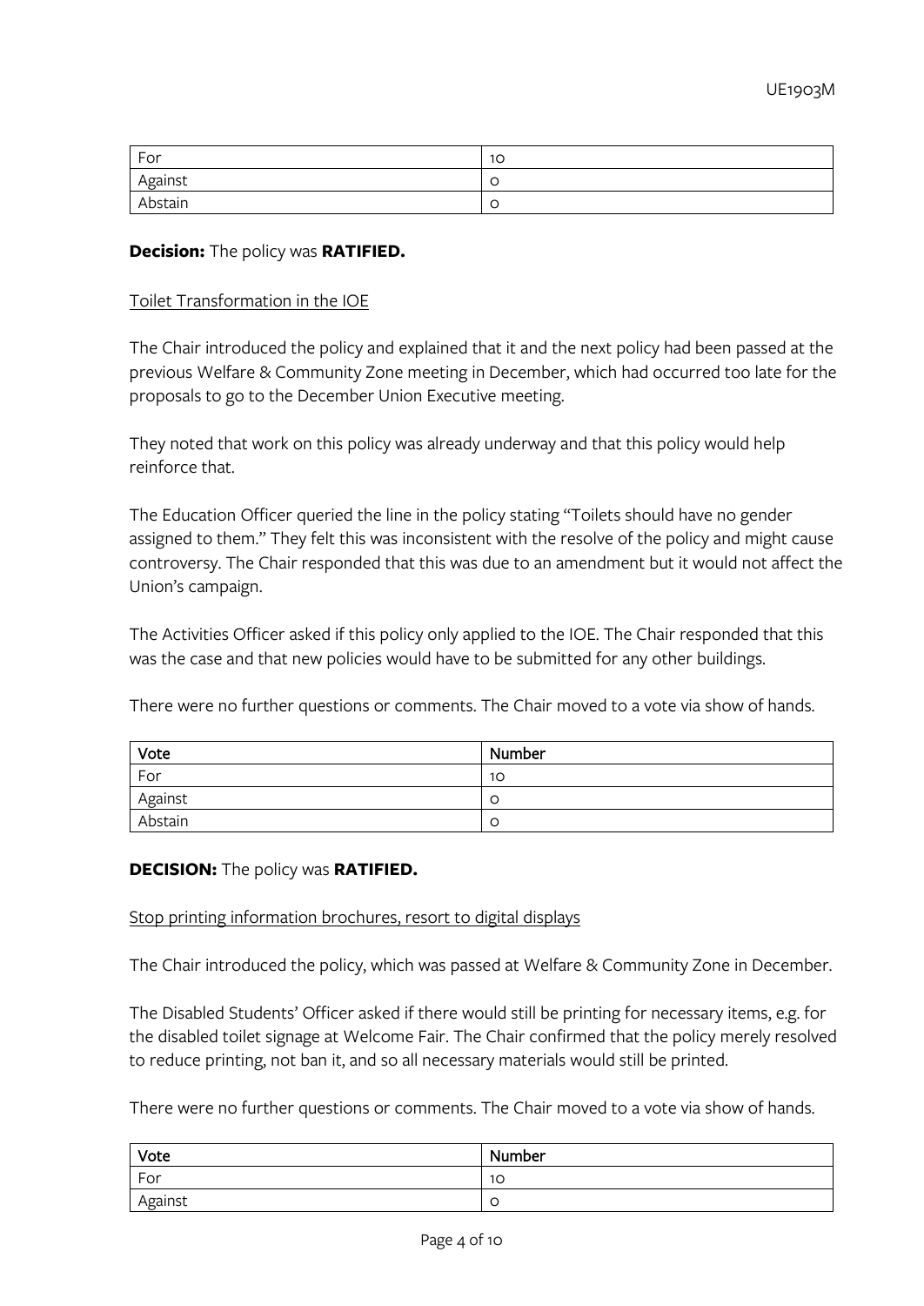| For | 10 |
|---|---|
| Against | 0 |
| Abstain | 0 |

**Decision:** The policy was **RATIFIED.**

Toilet Transformation in the IOE

The Chair introduced the policy and explained that it and the next policy had been passed at the previous Welfare & Community Zone meeting in December, which had occurred too late for the proposals to go to the December Union Executive meeting.

They noted that work on this policy was already underway and that this policy would help reinforce that.

The Education Officer queried the line in the policy stating "Toilets should have no gender assigned to them." They felt this was inconsistent with the resolve of the policy and might cause controversy. The Chair responded that this was due to an amendment but it would not affect the Union's campaign.

The Activities Officer asked if this policy only applied to the IOE. The Chair responded that this was the case and that new policies would have to be submitted for any other buildings.

There were no further questions or comments. The Chair moved to a vote via show of hands.

| Vote | Number |
|---|---|
| For | 10 |
| Against | 0 |
| Abstain | 0 |

**DECISION:** The policy was **RATIFIED.**

Stop printing information brochures, resort to digital displays

The Chair introduced the policy, which was passed at Welfare & Community Zone in December.

The Disabled Students' Officer asked if there would still be printing for necessary items, e.g. for the disabled toilet signage at Welcome Fair. The Chair confirmed that the policy merely resolved to reduce printing, not ban it, and so all necessary materials would still be printed.

There were no further questions or comments. The Chair moved to a vote via show of hands.

| Vote | Number |
|---|---|
| For | 10 |
| Against | 0 |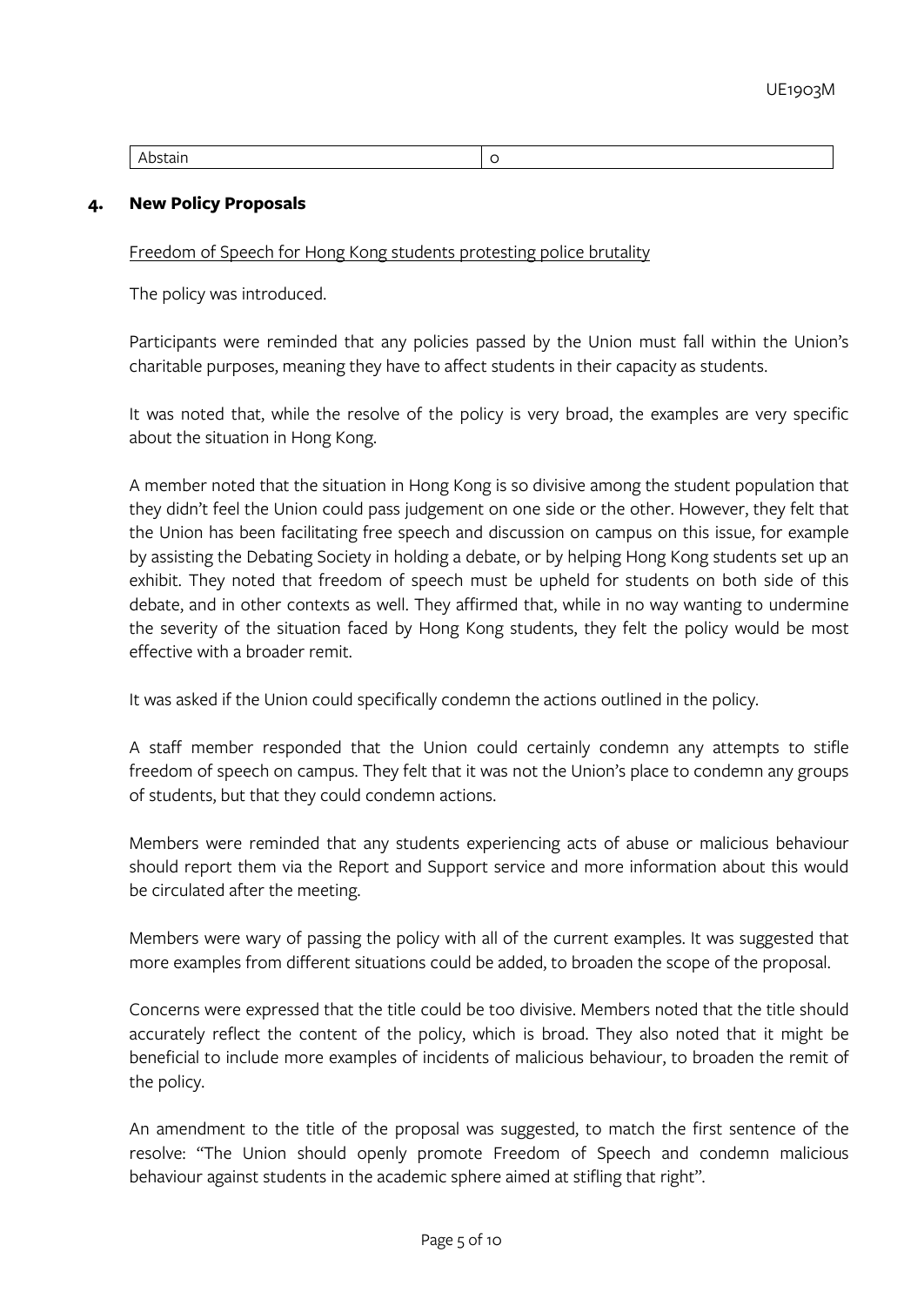| Abstain | 0 |
|---|---|

## 4. New Policy Proposals

Freedom of Speech for Hong Kong students protesting police brutality

The policy was introduced.

Participants were reminded that any policies passed by the Union must fall within the Union's charitable purposes, meaning they have to affect students in their capacity as students.

It was noted that, while the resolve of the policy is very broad, the examples are very specific about the situation in Hong Kong.

A member noted that the situation in Hong Kong is so divisive among the student population that they didn't feel the Union could pass judgement on one side or the other. However, they felt that the Union has been facilitating free speech and discussion on campus on this issue, for example by assisting the Debating Society in holding a debate, or by helping Hong Kong students set up an exhibit. They noted that freedom of speech must be upheld for students on both side of this debate, and in other contexts as well. They affirmed that, while in no way wanting to undermine the severity of the situation faced by Hong Kong students, they felt the policy would be most effective with a broader remit.

It was asked if the Union could specifically condemn the actions outlined in the policy.

A staff member responded that the Union could certainly condemn any attempts to stifle freedom of speech on campus. They felt that it was not the Union's place to condemn any groups of students, but that they could condemn actions.

Members were reminded that any students experiencing acts of abuse or malicious behaviour should report them via the Report and Support service and more information about this would be circulated after the meeting.

Members were wary of passing the policy with all of the current examples. It was suggested that more examples from different situations could be added, to broaden the scope of the proposal.

Concerns were expressed that the title could be too divisive. Members noted that the title should accurately reflect the content of the policy, which is broad. They also noted that it might be beneficial to include more examples of incidents of malicious behaviour, to broaden the remit of the policy.

An amendment to the title of the proposal was suggested, to match the first sentence of the resolve: "The Union should openly promote Freedom of Speech and condemn malicious behaviour against students in the academic sphere aimed at stifling that right".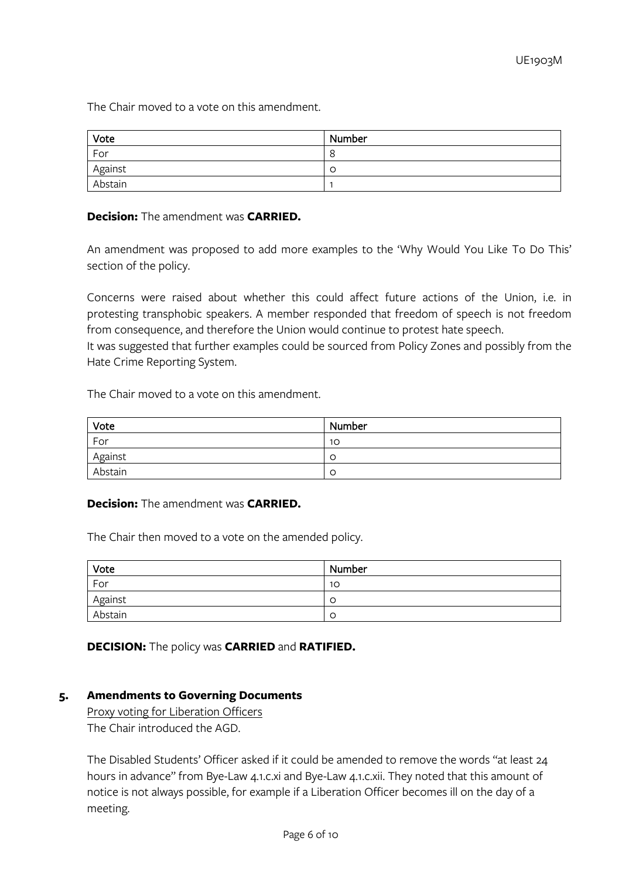The Chair moved to a vote on this amendment.

| Vote | Number |
| --- | --- |
| For | 8 |
| Against | 0 |
| Abstain | 1 |

**Decision:** The amendment was **CARRIED.**

An amendment was proposed to add more examples to the 'Why Would You Like To Do This' section of the policy.

Concerns were raised about whether this could affect future actions of the Union, i.e. in protesting transphobic speakers. A member responded that freedom of speech is not freedom from consequence, and therefore the Union would continue to protest hate speech.
It was suggested that further examples could be sourced from Policy Zones and possibly from the Hate Crime Reporting System.

The Chair moved to a vote on this amendment.

| Vote | Number |
| --- | --- |
| For | 10 |
| Against | 0 |
| Abstain | 0 |

**Decision:** The amendment was **CARRIED.**

The Chair then moved to a vote on the amended policy.

| Vote | Number |
| --- | --- |
| For | 10 |
| Against | 0 |
| Abstain | 0 |

**DECISION:** The policy was **CARRIED** and **RATIFIED.**

## 5. Amendments to Governing Documents

Proxy voting for Liberation Officers

The Chair introduced the AGD.

The Disabled Students' Officer asked if it could be amended to remove the words "at least 24 hours in advance" from Bye-Law 4.1.c.xi and Bye-Law 4.1.c.xii. They noted that this amount of notice is not always possible, for example if a Liberation Officer becomes ill on the day of a meeting.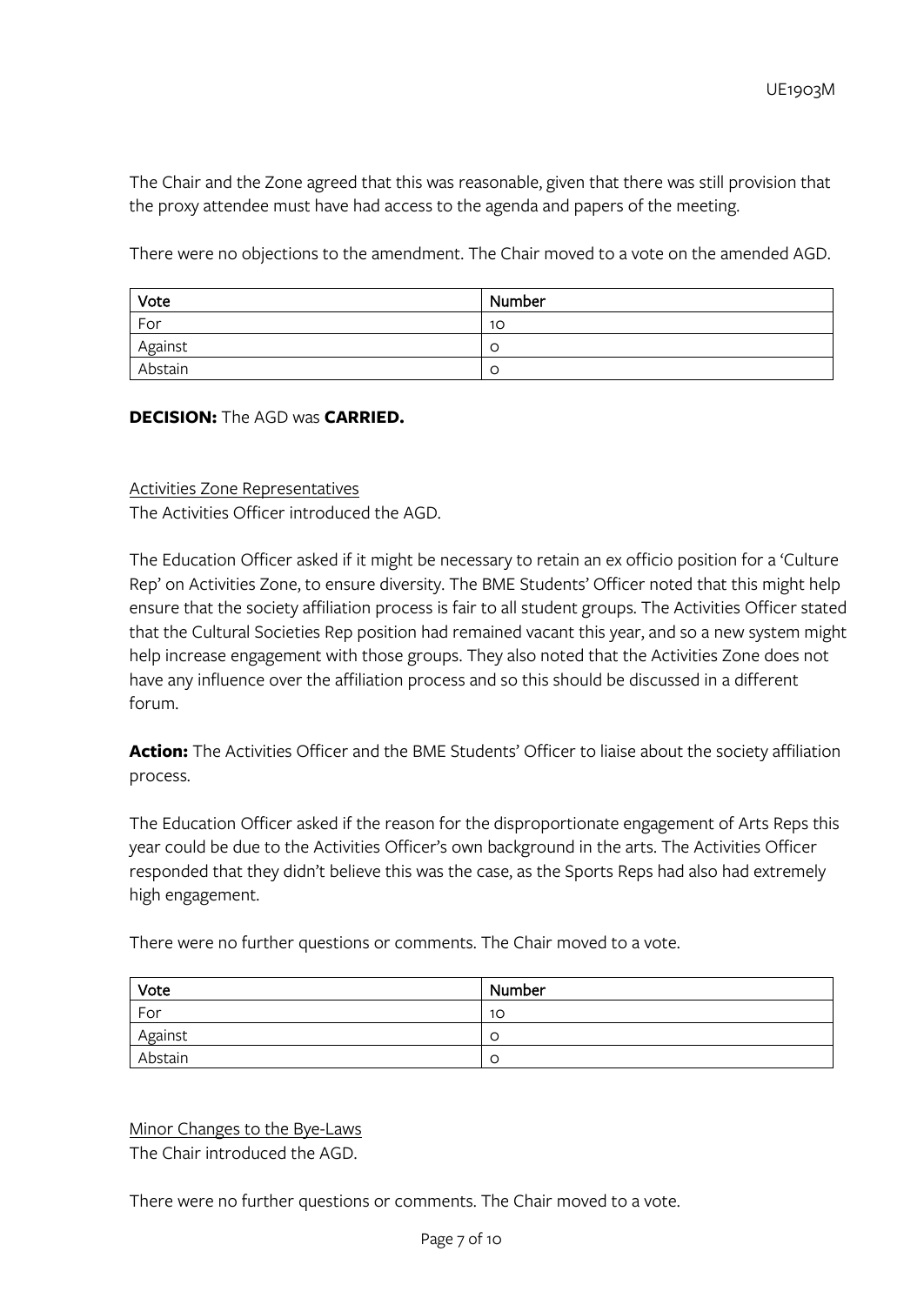The Chair and the Zone agreed that this was reasonable, given that there was still provision that the proxy attendee must have had access to the agenda and papers of the meeting.

There were no objections to the amendment. The Chair moved to a vote on the amended AGD.

| Vote | Number |
|---|---|
| For | 10 |
| Against | 0 |
| Abstain | 0 |

**DECISION:** The AGD was **CARRIED.**

<u>Activities Zone Representatives</u>

The Activities Officer introduced the AGD.

The Education Officer asked if it might be necessary to retain an ex officio position for a 'Culture Rep' on Activities Zone, to ensure diversity. The BME Students' Officer noted that this might help ensure that the society affiliation process is fair to all student groups. The Activities Officer stated that the Cultural Societies Rep position had remained vacant this year, and so a new system might help increase engagement with those groups. They also noted that the Activities Zone does not have any influence over the affiliation process and so this should be discussed in a different forum.

**Action:** The Activities Officer and the BME Students' Officer to liaise about the society affiliation process.

The Education Officer asked if the reason for the disproportionate engagement of Arts Reps this year could be due to the Activities Officer's own background in the arts. The Activities Officer responded that they didn't believe this was the case, as the Sports Reps had also had extremely high engagement.

There were no further questions or comments. The Chair moved to a vote.

| Vote | Number |
|---|---|
| For | 10 |
| Against | 0 |
| Abstain | 0 |

<u>Minor Changes to the Bye-Laws</u>

The Chair introduced the AGD.

There were no further questions or comments. The Chair moved to a vote.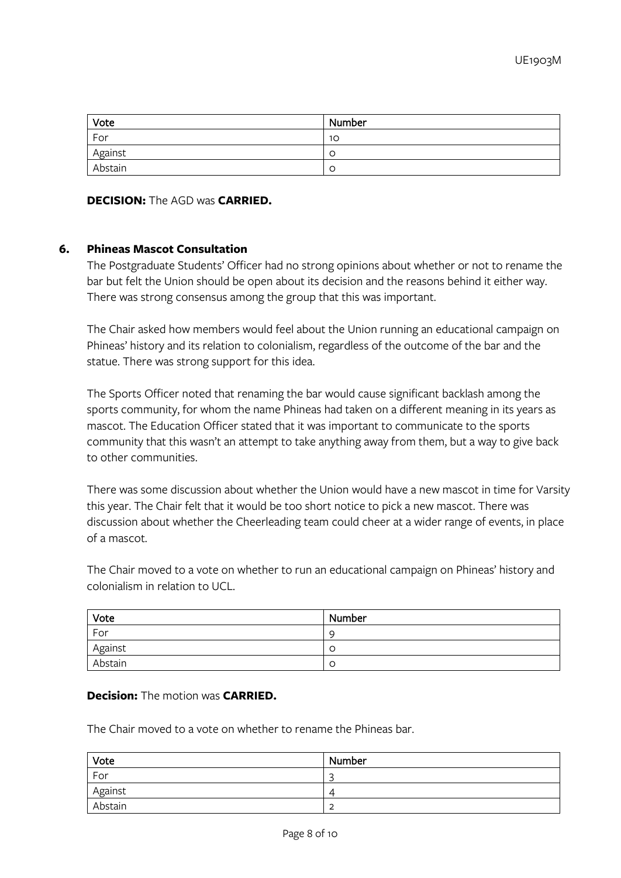| Vote | Number |
| --- | --- |
| For | 10 |
| Against | 0 |
| Abstain | 0 |

**DECISION:** The AGD was **CARRIED.**

## 6. Phineas Mascot Consultation

The Postgraduate Students' Officer had no strong opinions about whether or not to rename the bar but felt the Union should be open about its decision and the reasons behind it either way. There was strong consensus among the group that this was important.

The Chair asked how members would feel about the Union running an educational campaign on Phineas' history and its relation to colonialism, regardless of the outcome of the bar and the statue. There was strong support for this idea.

The Sports Officer noted that renaming the bar would cause significant backlash among the sports community, for whom the name Phineas had taken on a different meaning in its years as mascot. The Education Officer stated that it was important to communicate to the sports community that this wasn't an attempt to take anything away from them, but a way to give back to other communities.

There was some discussion about whether the Union would have a new mascot in time for Varsity this year. The Chair felt that it would be too short notice to pick a new mascot. There was discussion about whether the Cheerleading team could cheer at a wider range of events, in place of a mascot.

The Chair moved to a vote on whether to run an educational campaign on Phineas' history and colonialism in relation to UCL.

| Vote | Number |
| --- | --- |
| For | 9 |
| Against | 0 |
| Abstain | 0 |

**Decision:** The motion was **CARRIED.**

The Chair moved to a vote on whether to rename the Phineas bar.

| Vote | Number |
| --- | --- |
| For | 3 |
| Against | 4 |
| Abstain | 2 |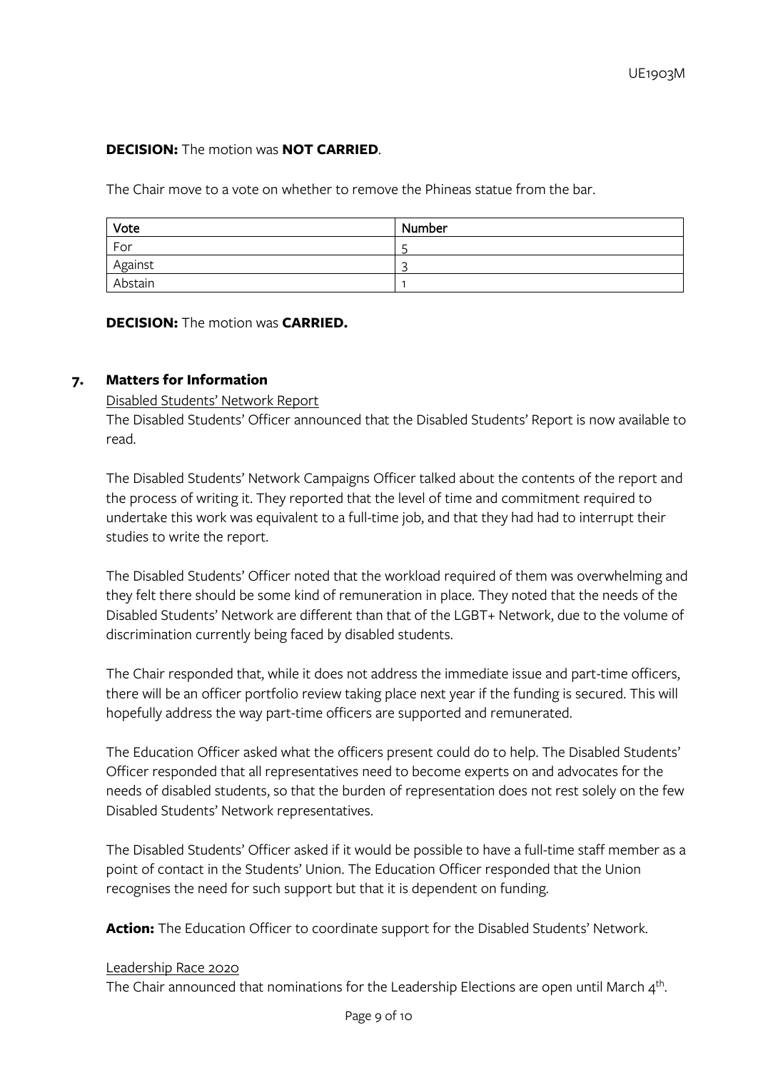**DECISION:** The motion was **NOT CARRIED**.

The Chair move to a vote on whether to remove the Phineas statue from the bar.

| Vote | Number |
|---|---|
| For | 5 |
| Against | 3 |
| Abstain | 1 |

**DECISION:** The motion was **CARRIED.**

## 7. Matters for Information

Disabled Students' Network Report

The Disabled Students' Officer announced that the Disabled Students' Report is now available to read.

The Disabled Students' Network Campaigns Officer talked about the contents of the report and the process of writing it. They reported that the level of time and commitment required to undertake this work was equivalent to a full-time job, and that they had had to interrupt their studies to write the report.

The Disabled Students' Officer noted that the workload required of them was overwhelming and they felt there should be some kind of remuneration in place. They noted that the needs of the Disabled Students' Network are different than that of the LGBT+ Network, due to the volume of discrimination currently being faced by disabled students.

The Chair responded that, while it does not address the immediate issue and part-time officers, there will be an officer portfolio review taking place next year if the funding is secured. This will hopefully address the way part-time officers are supported and remunerated.

The Education Officer asked what the officers present could do to help. The Disabled Students' Officer responded that all representatives need to become experts on and advocates for the needs of disabled students, so that the burden of representation does not rest solely on the few Disabled Students' Network representatives.

The Disabled Students' Officer asked if it would be possible to have a full-time staff member as a point of contact in the Students' Union. The Education Officer responded that the Union recognises the need for such support but that it is dependent on funding.

**Action:** The Education Officer to coordinate support for the Disabled Students' Network.

Leadership Race 2020

The Chair announced that nominations for the Leadership Elections are open until March 4th.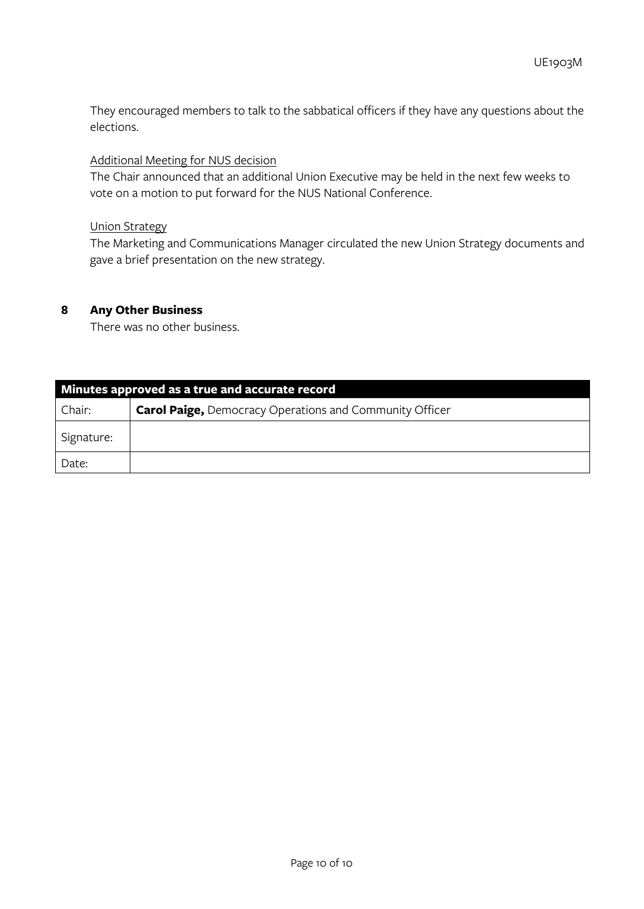They encouraged members to talk to the sabbatical officers if they have any questions about the elections.

Additional Meeting for NUS decision

The Chair announced that an additional Union Executive may be held in the next few weeks to vote on a motion to put forward for the NUS National Conference.

Union Strategy

The Marketing and Communications Manager circulated the new Union Strategy documents and gave a brief presentation on the new strategy.

## 8 Any Other Business

There was no other business.

| Minutes approved as a true and accurate record | |
|---|---|
| Chair: | **Carol Paige,** Democracy Operations and Community Officer |
| Signature: | |
| Date: | |